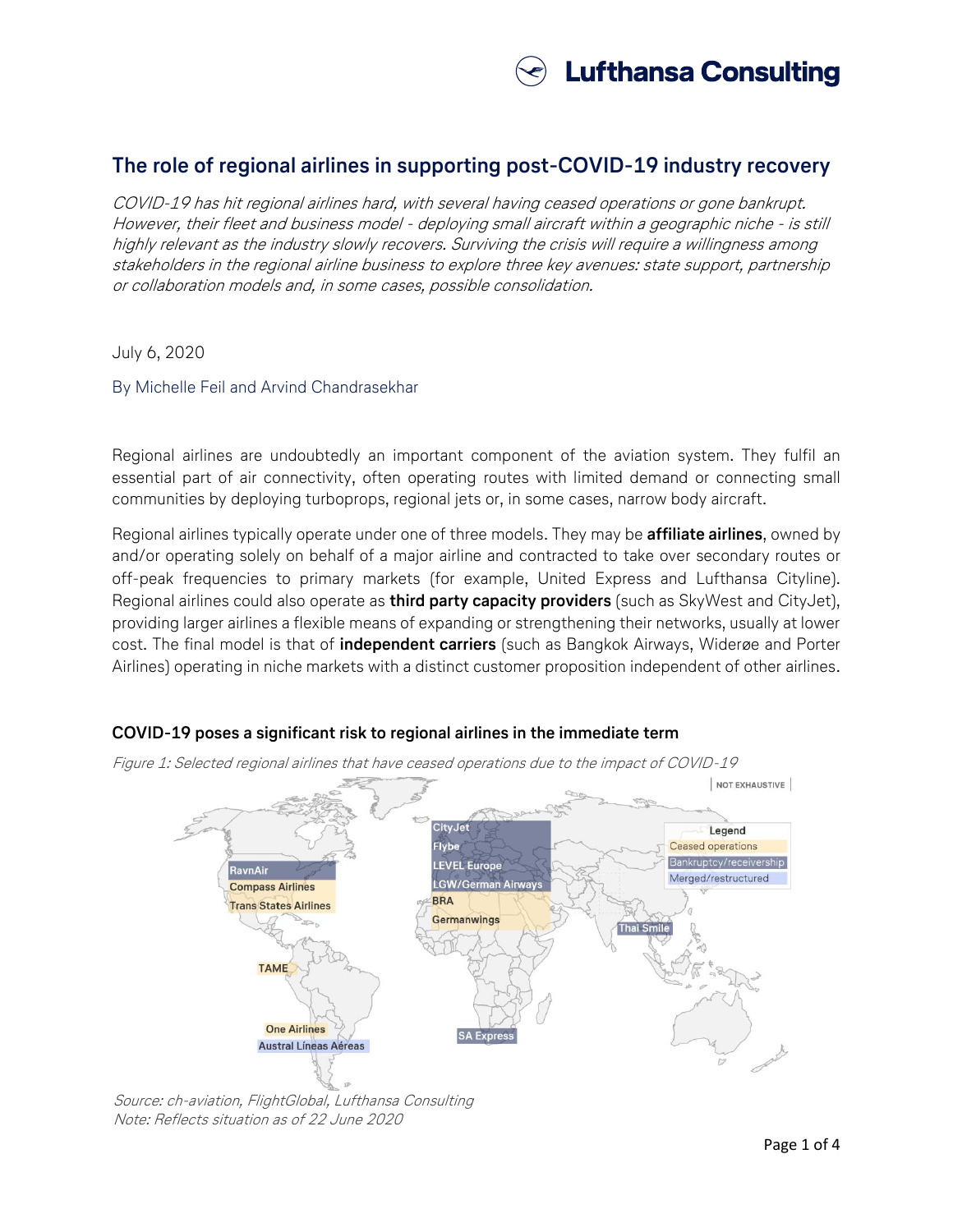# The role of regional airlines in supporting post-COVID-19 industry recovery

*COVID-19 has hit regional airlines hard, with several having ceased operations or gone bankrupt. However, their fleet and business model - deploying small aircraft within a geographic niche - is still highly relevant as the industry slowly recovers. Surviving the crisis will require a willingness among stakeholders in the regional airline business to explore three key avenues: state support, partnership or collaboration models and, in some cases, possible consolidation.*

July 6, 2020

By Michelle Feil and Arvind Chandrasekhar

Regional airlines are undoubtedly an important component of the aviation system. They fulfil an essential part of air connectivity, often operating routes with limited demand or connecting small communities by deploying turboprops, regional jets or, in some cases, narrow body aircraft.

Regional airlines typically operate under one of three models. They may be **affiliate airlines**, owned by and/or operating solely on behalf of a major airline and contracted to take over secondary routes or off-peak frequencies to primary markets (for example, United Express and Lufthansa Cityline). Regional airlines could also operate as **third party capacity providers** (such as SkyWest and CityJet), providing larger airlines a flexible means of expanding or strengthening their networks, usually at lower cost. The final model is that of **independent carriers** (such as Bangkok Airways, Widerøe and Porter Airlines) operating in niche markets with a distinct customer proposition independent of other airlines.

## COVID-19 poses a significant risk to regional airlines in the immediate term

*Figure 1: Selected regional airlines that have ceased operations due to the impact of COVID-19*

NOT EXHAUSTIVE

Legend: Ceased operations; Bankruptcy/receivership; Merged/restructured

RavnAir, Compass Airlines, Trans States Airlines, TAME, One Airlines, Austral Líneas Aéreas, CityJet, Flybe, LEVEL Europe, LGW/German Airways, BRA, Germanwings, SA Express, Thai Smile

*Source: ch-aviation, FlightGlobal, Lufthansa Consulting*
*Note: Reflects situation as of 22 June 2020*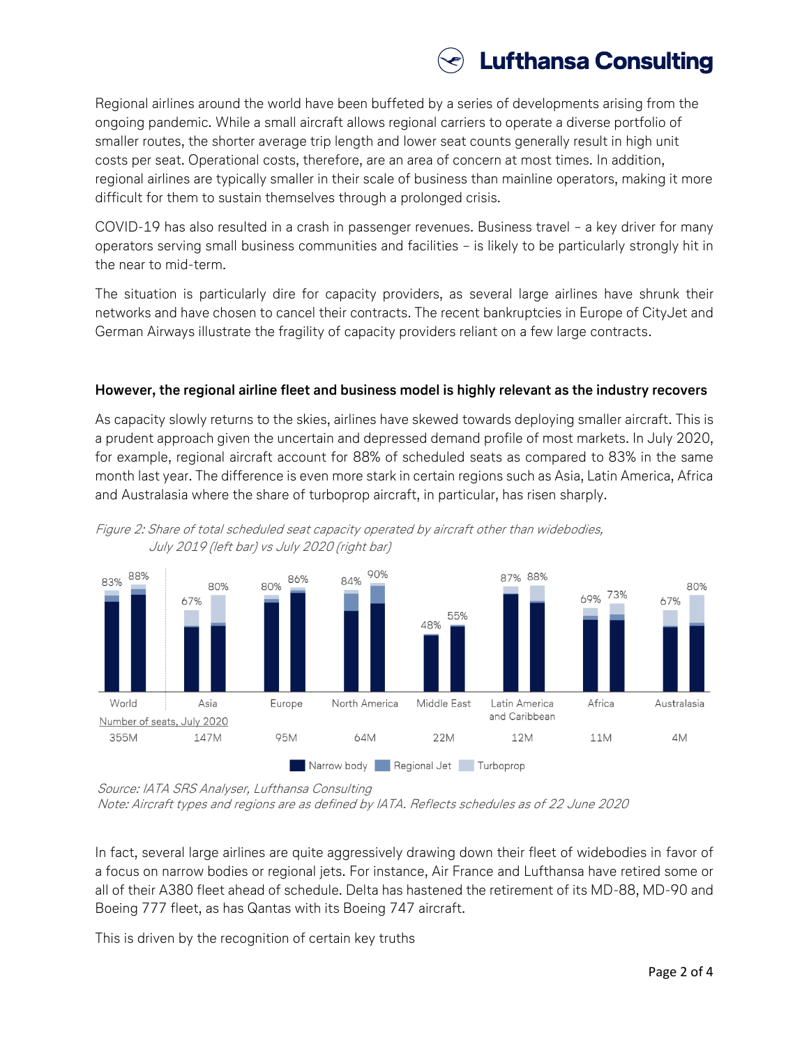Regional airlines around the world have been buffeted by a series of developments arising from the ongoing pandemic. While a small aircraft allows regional carriers to operate a diverse portfolio of smaller routes, the shorter average trip length and lower seat counts generally result in high unit costs per seat. Operational costs, therefore, are an area of concern at most times. In addition, regional airlines are typically smaller in their scale of business than mainline operators, making it more difficult for them to sustain themselves through a prolonged crisis.

COVID-19 has also resulted in a crash in passenger revenues. Business travel – a key driver for many operators serving small business communities and facilities – is likely to be particularly strongly hit in the near to mid-term.

The situation is particularly dire for capacity providers, as several large airlines have shrunk their networks and have chosen to cancel their contracts. The recent bankruptcies in Europe of CityJet and German Airways illustrate the fragility of capacity providers reliant on a few large contracts.

**However, the regional airline fleet and business model is highly relevant as the industry recovers**

As capacity slowly returns to the skies, airlines have skewed towards deploying smaller aircraft. This is a prudent approach given the uncertain and depressed demand profile of most markets. In July 2020, for example, regional aircraft account for 88% of scheduled seats as compared to 83% in the same month last year. The difference is even more stark in certain regions such as Asia, Latin America, Africa and Australasia where the share of turboprop aircraft, in particular, has risen sharply.

*Figure 2: Share of total scheduled seat capacity operated by aircraft other than widebodies, July 2019 (left bar) vs July 2020 (right bar)*

| Region | July 2019 | July 2020 | Number of seats, July 2020 |
|---|---|---|---|
| World | 83% | 88% | 355M |
| Asia | 67% | 80% | 147M |
| Europe | 80% | 86% | 95M |
| North America | 84% | 90% | 64M |
| Middle East | 48% | 55% | 22M |
| Latin America and Caribbean | 87% | 88% | 12M |
| Africa | 69% | 73% | 11M |
| Australasia | 67% | 80% | 4M |

Legend: Narrow body, Regional Jet, Turboprop

*Source: IATA SRS Analyser, Lufthansa Consulting*
*Note: Aircraft types and regions are as defined by IATA. Reflects schedules as of 22 June 2020*

In fact, several large airlines are quite aggressively drawing down their fleet of widebodies in favor of a focus on narrow bodies or regional jets. For instance, Air France and Lufthansa have retired some or all of their A380 fleet ahead of schedule. Delta has hastened the retirement of its MD-88, MD-90 and Boeing 777 fleet, as has Qantas with its Boeing 747 aircraft.

This is driven by the recognition of certain key truths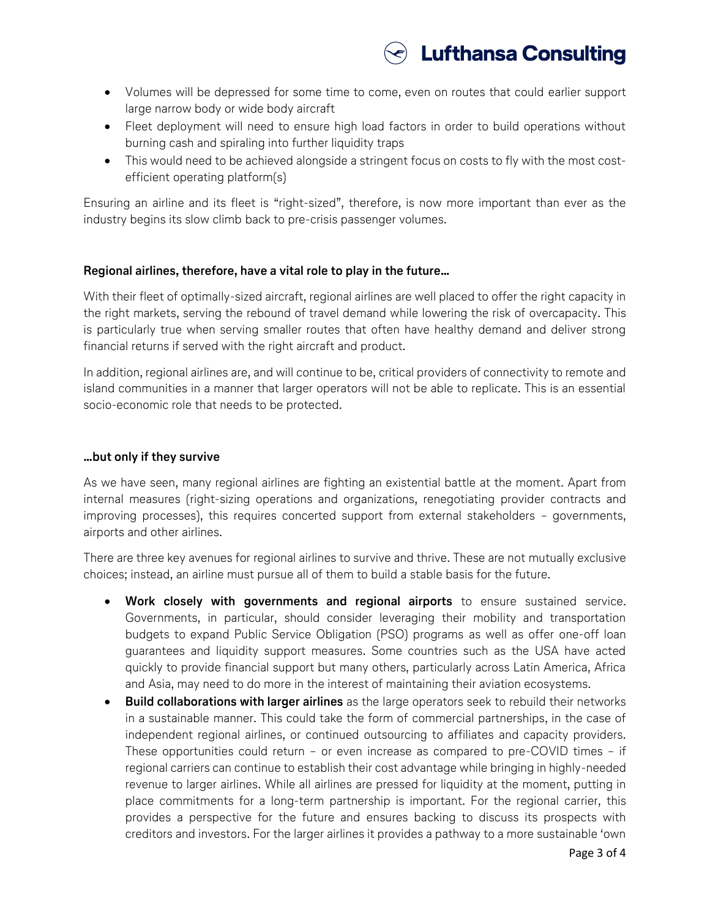- Volumes will be depressed for some time to come, even on routes that could earlier support large narrow body or wide body aircraft
- Fleet deployment will need to ensure high load factors in order to build operations without burning cash and spiraling into further liquidity traps
- This would need to be achieved alongside a stringent focus on costs to fly with the most cost-efficient operating platform(s)

Ensuring an airline and its fleet is "right-sized", therefore, is now more important than ever as the industry begins its slow climb back to pre-crisis passenger volumes.

**Regional airlines, therefore, have a vital role to play in the future…**

With their fleet of optimally-sized aircraft, regional airlines are well placed to offer the right capacity in the right markets, serving the rebound of travel demand while lowering the risk of overcapacity. This is particularly true when serving smaller routes that often have healthy demand and deliver strong financial returns if served with the right aircraft and product.

In addition, regional airlines are, and will continue to be, critical providers of connectivity to remote and island communities in a manner that larger operators will not be able to replicate. This is an essential socio-economic role that needs to be protected.

**…but only if they survive**

As we have seen, many regional airlines are fighting an existential battle at the moment. Apart from internal measures (right-sizing operations and organizations, renegotiating provider contracts and improving processes), this requires concerted support from external stakeholders – governments, airports and other airlines.

There are three key avenues for regional airlines to survive and thrive. These are not mutually exclusive choices; instead, an airline must pursue all of them to build a stable basis for the future.

- **Work closely with governments and regional airports** to ensure sustained service. Governments, in particular, should consider leveraging their mobility and transportation budgets to expand Public Service Obligation (PSO) programs as well as offer one-off loan guarantees and liquidity support measures. Some countries such as the USA have acted quickly to provide financial support but many others, particularly across Latin America, Africa and Asia, may need to do more in the interest of maintaining their aviation ecosystems.
- **Build collaborations with larger airlines** as the large operators seek to rebuild their networks in a sustainable manner. This could take the form of commercial partnerships, in the case of independent regional airlines, or continued outsourcing to affiliates and capacity providers. These opportunities could return – or even increase as compared to pre-COVID times – if regional carriers can continue to establish their cost advantage while bringing in highly-needed revenue to larger airlines. While all airlines are pressed for liquidity at the moment, putting in place commitments for a long-term partnership is important. For the regional carrier, this provides a perspective for the future and ensures backing to discuss its prospects with creditors and investors. For the larger airlines it provides a pathway to a more sustainable 'own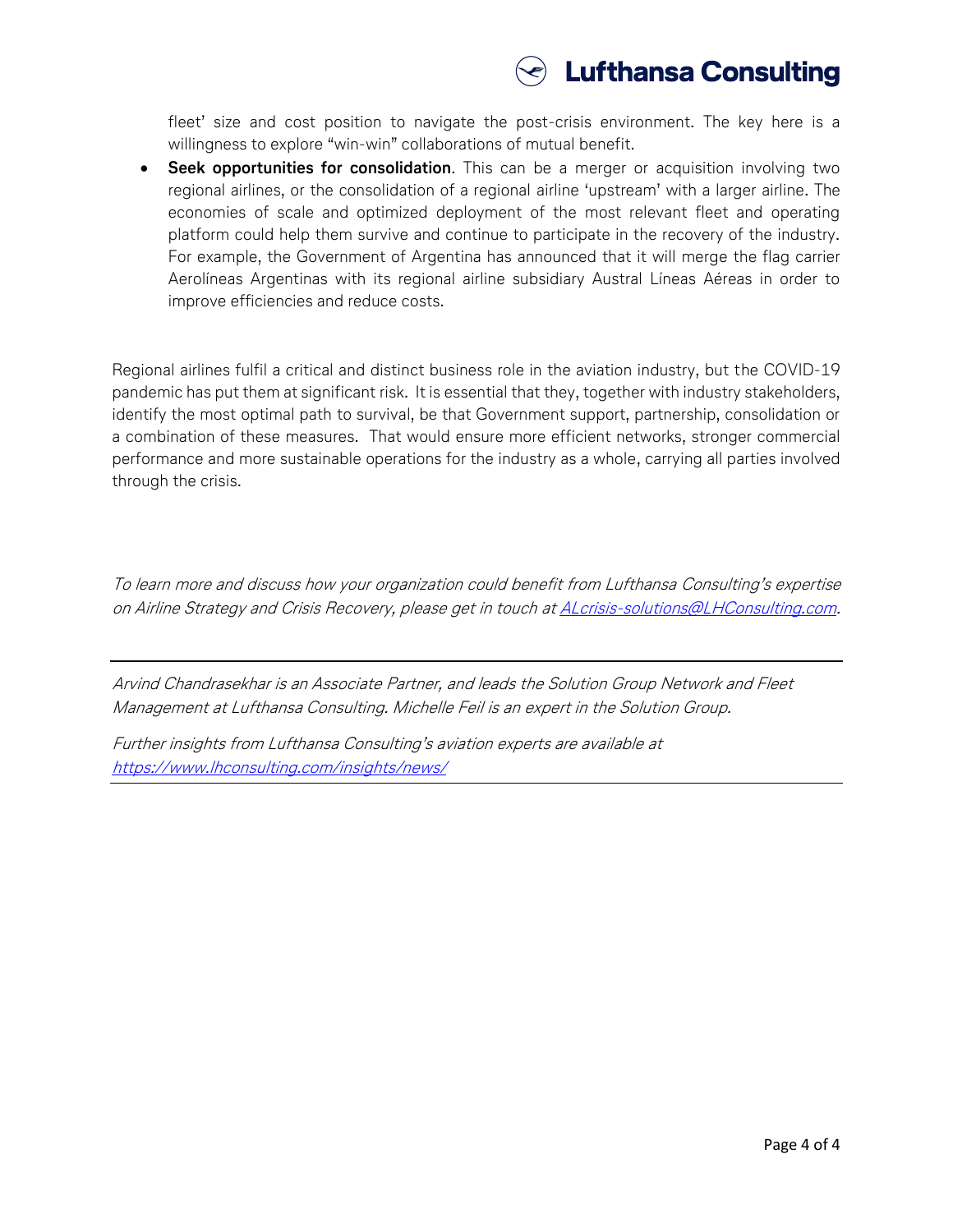fleet' size and cost position to navigate the post-crisis environment. The key here is a willingness to explore "win-win" collaborations of mutual benefit.

- **Seek opportunities for consolidation**. This can be a merger or acquisition involving two regional airlines, or the consolidation of a regional airline 'upstream' with a larger airline. The economies of scale and optimized deployment of the most relevant fleet and operating platform could help them survive and continue to participate in the recovery of the industry. For example, the Government of Argentina has announced that it will merge the flag carrier Aerolíneas Argentinas with its regional airline subsidiary Austral Líneas Aéreas in order to improve efficiencies and reduce costs.

Regional airlines fulfil a critical and distinct business role in the aviation industry, but the COVID-19 pandemic has put them at significant risk. It is essential that they, together with industry stakeholders, identify the most optimal path to survival, be that Government support, partnership, consolidation or a combination of these measures. That would ensure more efficient networks, stronger commercial performance and more sustainable operations for the industry as a whole, carrying all parties involved through the crisis.

*To learn more and discuss how your organization could benefit from Lufthansa Consulting's expertise on Airline Strategy and Crisis Recovery, please get in touch at [ALcrisis-solutions@LHConsulting.com](mailto:ALcrisis-solutions@LHConsulting.com).*

---

*Arvind Chandrasekhar is an Associate Partner, and leads the Solution Group Network and Fleet Management at Lufthansa Consulting. Michelle Feil is an expert in the Solution Group.*

*Further insights from Lufthansa Consulting's aviation experts are available at [https://www.lhconsulting.com/insights/news/](https://www.lhconsulting.com/insights/news/)*

---